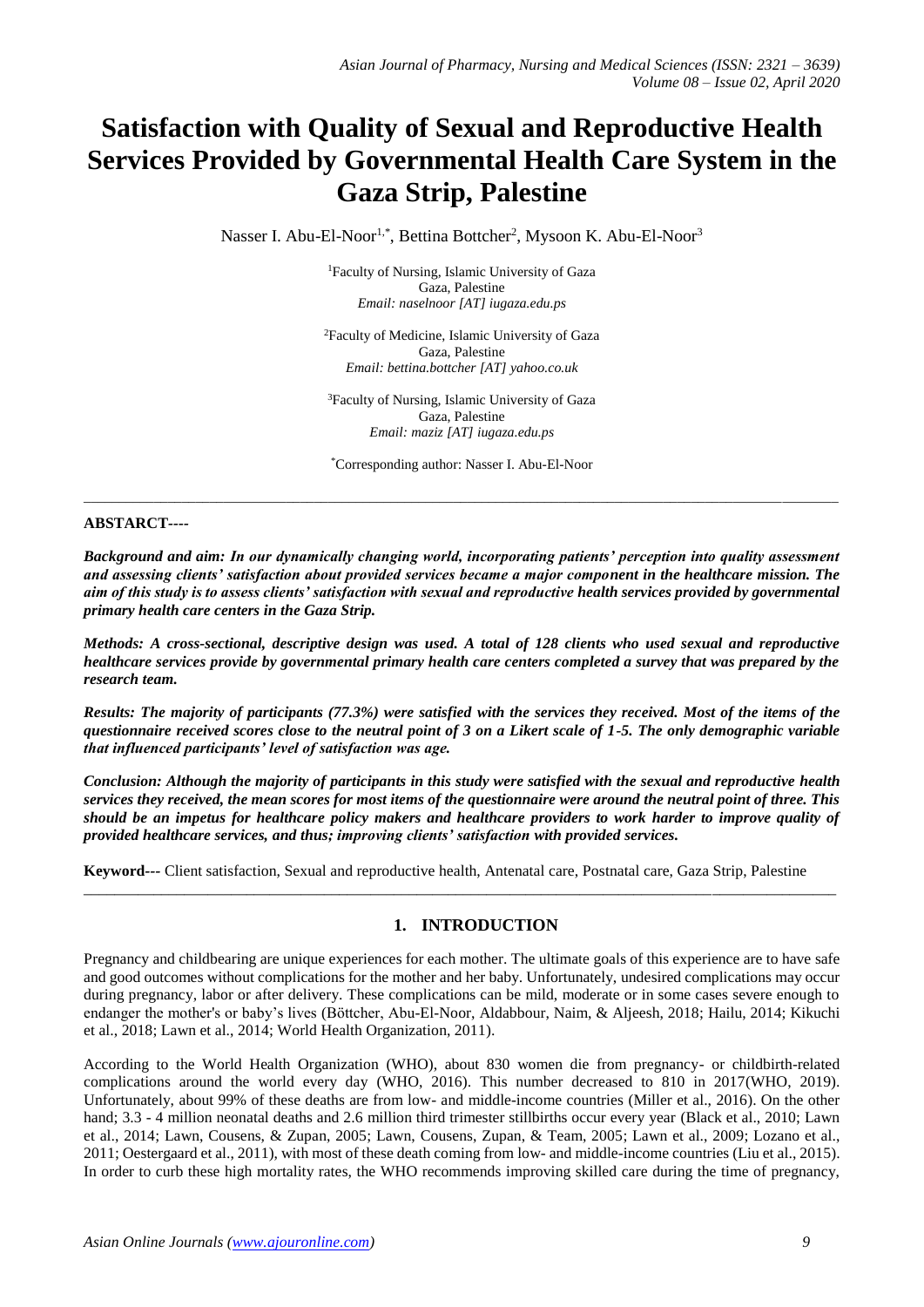# Satisfaction with Quality of Sexual and Reproductive Health Services Provided by Governmental Health Care System in the Gaza Strip, Palestine

Nasser I. Abu-El-Noor[1,*], Bettina Bottcher[2], Mysoon K. Abu-El-Noor[3]

[1]Faculty of Nursing, Islamic University of Gaza
Gaza, Palestine
*Email: naselnoor [AT] iugaza.edu.ps*

[2]Faculty of Medicine, Islamic University of Gaza
Gaza, Palestine
*Email: bettina.bottcher [AT] yahoo.co.uk*

[3]Faculty of Nursing, Islamic University of Gaza
Gaza, Palestine
*Email: maziz [AT] iugaza.edu.ps*

[*]Corresponding author: Nasser I. Abu-El-Noor

---

**ABSTARCT----**

***Background and aim: In our dynamically changing world, incorporating patients' perception into quality assessment and assessing clients' satisfaction about provided services became a major component in the healthcare mission. The aim of this study is to assess clients' satisfaction with sexual and reproductive health services provided by governmental primary health care centers in the Gaza Strip.***

***Methods: A cross-sectional, descriptive design was used. A total of 128 clients who used sexual and reproductive healthcare services provide by governmental primary health care centers completed a survey that was prepared by the research team.***

***Results: The majority of participants (77.3%) were satisfied with the services they received. Most of the items of the questionnaire received scores close to the neutral point of 3 on a Likert scale of 1-5. The only demographic variable that influenced participants' level of satisfaction was age.***

***Conclusion: Although the majority of participants in this study were satisfied with the sexual and reproductive health services they received, the mean scores for most items of the questionnaire were around the neutral point of three. This should be an impetus for healthcare policy makers and healthcare providers to work harder to improve quality of provided healthcare services, and thus; improving clients' satisfaction with provided services.***

**Keyword---** Client satisfaction, Sexual and reproductive health, Antenatal care, Postnatal care, Gaza Strip, Palestine

---

## 1. INTRODUCTION

Pregnancy and childbearing are unique experiences for each mother. The ultimate goals of this experience are to have safe and good outcomes without complications for the mother and her baby. Unfortunately, undesired complications may occur during pregnancy, labor or after delivery. These complications can be mild, moderate or in some cases severe enough to endanger the mother's or baby's lives (Böttcher, Abu-El-Noor, Aldabbour, Naim, & Aljeesh, 2018; Hailu, 2014; Kikuchi et al., 2018; Lawn et al., 2014; World Health Organization, 2011).

According to the World Health Organization (WHO), about 830 women die from pregnancy- or childbirth-related complications around the world every day (WHO, 2016). This number decreased to 810 in 2017(WHO, 2019). Unfortunately, about 99% of these deaths are from low- and middle-income countries (Miller et al., 2016). On the other hand; 3.3 - 4 million neonatal deaths and 2.6 million third trimester stillbirths occur every year (Black et al., 2010; Lawn et al., 2014; Lawn, Cousens, & Zupan, 2005; Lawn, Cousens, Zupan, & Team, 2005; Lawn et al., 2009; Lozano et al., 2011; Oestergaard et al., 2011), with most of these death coming from low- and middle-income countries (Liu et al., 2015). In order to curb these high mortality rates, the WHO recommends improving skilled care during the time of pregnancy,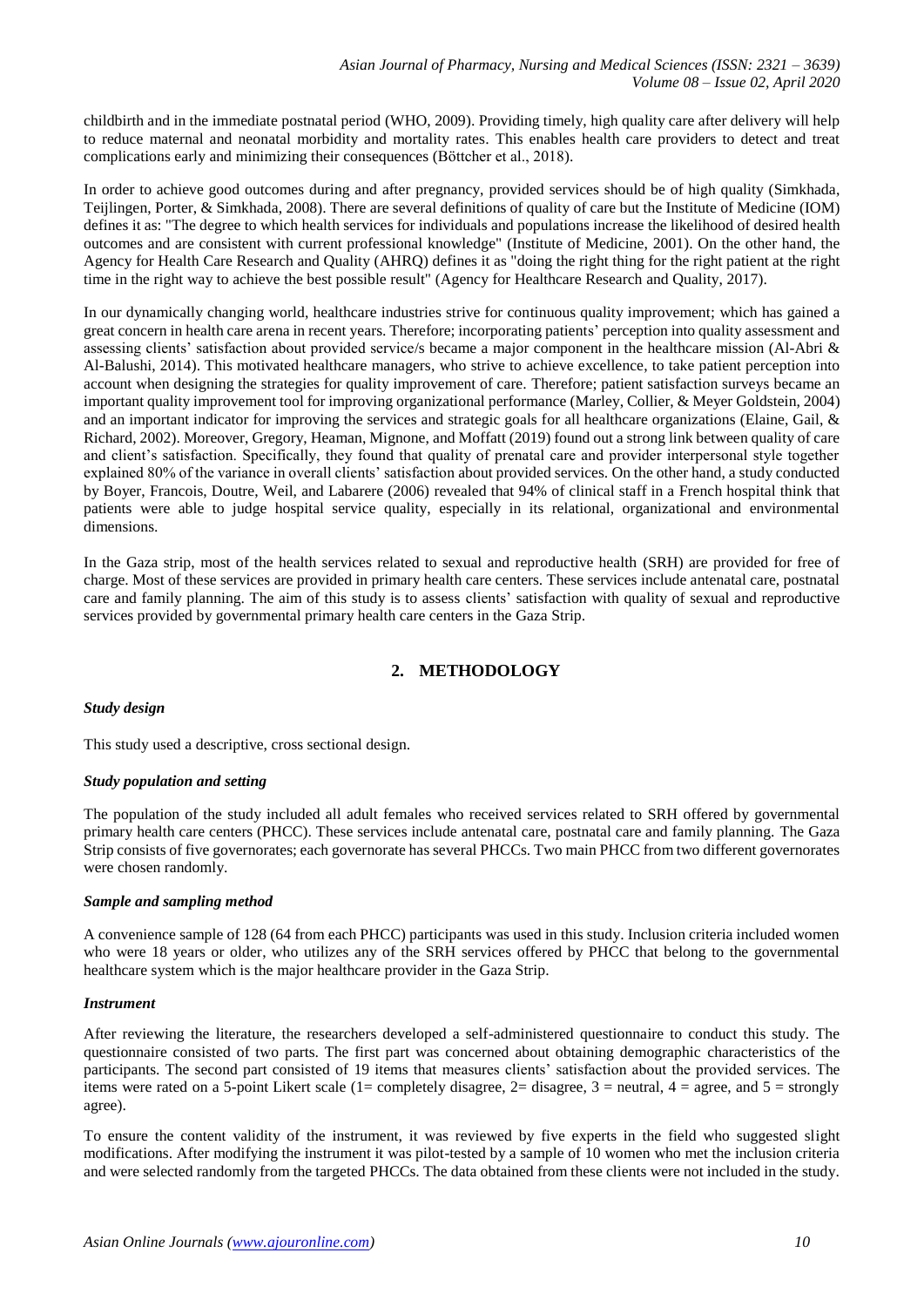childbirth and in the immediate postnatal period (WHO, 2009). Providing timely, high quality care after delivery will help to reduce maternal and neonatal morbidity and mortality rates. This enables health care providers to detect and treat complications early and minimizing their consequences (Böttcher et al., 2018).

In order to achieve good outcomes during and after pregnancy, provided services should be of high quality (Simkhada, Teijlingen, Porter, & Simkhada, 2008). There are several definitions of quality of care but the Institute of Medicine (IOM) defines it as: "The degree to which health services for individuals and populations increase the likelihood of desired health outcomes and are consistent with current professional knowledge" (Institute of Medicine, 2001). On the other hand, the Agency for Health Care Research and Quality (AHRQ) defines it as "doing the right thing for the right patient at the right time in the right way to achieve the best possible result" (Agency for Healthcare Research and Quality, 2017).

In our dynamically changing world, healthcare industries strive for continuous quality improvement; which has gained a great concern in health care arena in recent years. Therefore; incorporating patients' perception into quality assessment and assessing clients' satisfaction about provided service/s became a major component in the healthcare mission (Al-Abri & Al-Balushi, 2014). This motivated healthcare managers, who strive to achieve excellence, to take patient perception into account when designing the strategies for quality improvement of care. Therefore; patient satisfaction surveys became an important quality improvement tool for improving organizational performance (Marley, Collier, & Meyer Goldstein, 2004) and an important indicator for improving the services and strategic goals for all healthcare organizations (Elaine, Gail, & Richard, 2002). Moreover, Gregory, Heaman, Mignone, and Moffatt (2019) found out a strong link between quality of care and client's satisfaction. Specifically, they found that quality of prenatal care and provider interpersonal style together explained 80% of the variance in overall clients' satisfaction about provided services. On the other hand, a study conducted by Boyer, Francois, Doutre, Weil, and Labarere (2006) revealed that 94% of clinical staff in a French hospital think that patients were able to judge hospital service quality, especially in its relational, organizational and environmental dimensions.

In the Gaza strip, most of the health services related to sexual and reproductive health (SRH) are provided for free of charge. Most of these services are provided in primary health care centers. These services include antenatal care, postnatal care and family planning. The aim of this study is to assess clients' satisfaction with quality of sexual and reproductive services provided by governmental primary health care centers in the Gaza Strip.

## 2. METHODOLOGY

### *Study design*

This study used a descriptive, cross sectional design.

### *Study population and setting*

The population of the study included all adult females who received services related to SRH offered by governmental primary health care centers (PHCC). These services include antenatal care, postnatal care and family planning. The Gaza Strip consists of five governorates; each governorate has several PHCCs. Two main PHCC from two different governorates were chosen randomly.

### *Sample and sampling method*

A convenience sample of 128 (64 from each PHCC) participants was used in this study. Inclusion criteria included women who were 18 years or older, who utilizes any of the SRH services offered by PHCC that belong to the governmental healthcare system which is the major healthcare provider in the Gaza Strip.

### *Instrument*

After reviewing the literature, the researchers developed a self-administered questionnaire to conduct this study. The questionnaire consisted of two parts. The first part was concerned about obtaining demographic characteristics of the participants. The second part consisted of 19 items that measures clients' satisfaction about the provided services. The items were rated on a 5-point Likert scale (1= completely disagree, 2= disagree, 3 = neutral, 4 = agree, and 5 = strongly agree).

To ensure the content validity of the instrument, it was reviewed by five experts in the field who suggested slight modifications. After modifying the instrument it was pilot-tested by a sample of 10 women who met the inclusion criteria and were selected randomly from the targeted PHCCs. The data obtained from these clients were not included in the study.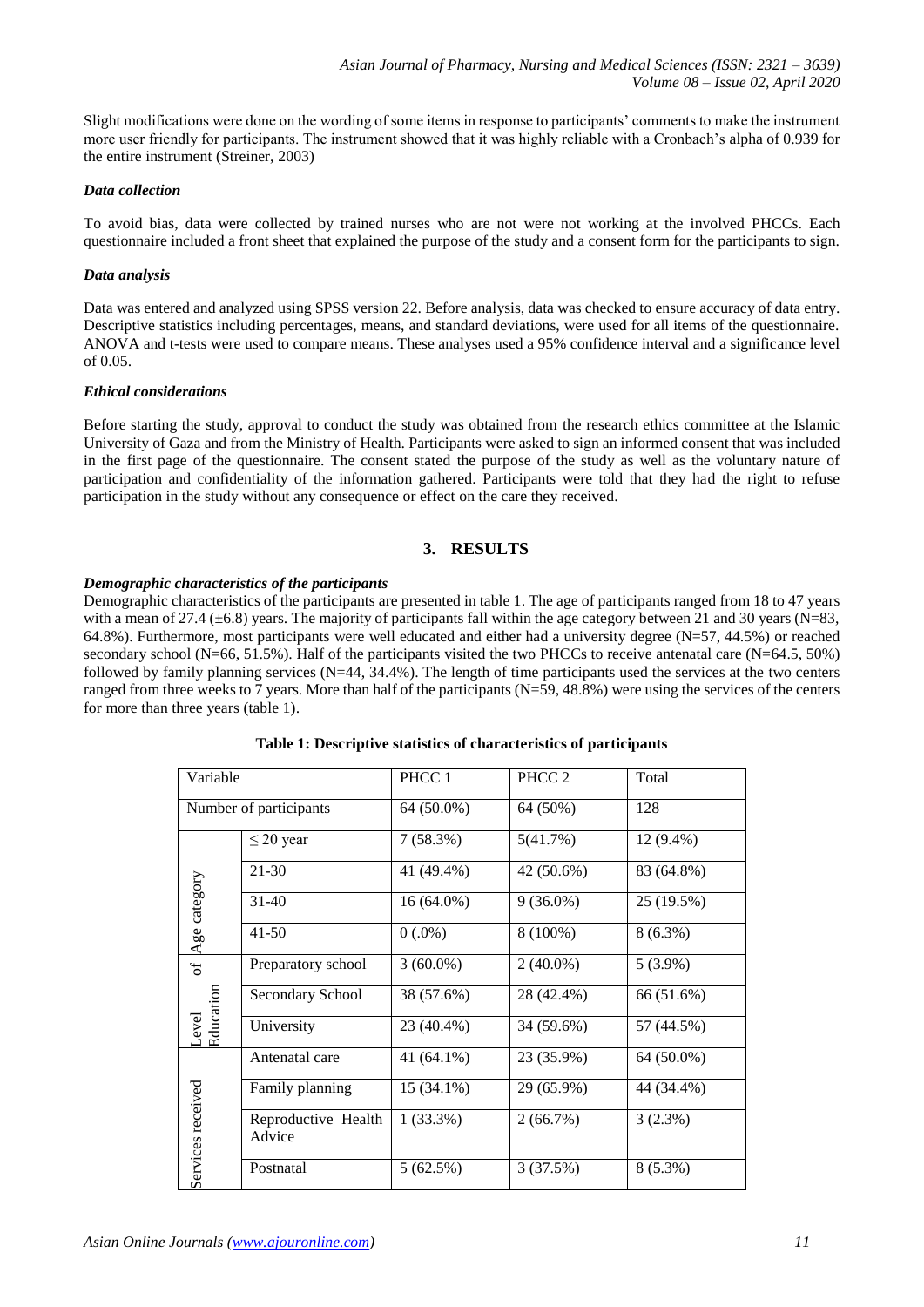Slight modifications were done on the wording of some items in response to participants' comments to make the instrument more user friendly for participants. The instrument showed that it was highly reliable with a Cronbach's alpha of 0.939 for the entire instrument (Streiner, 2003)

### *Data collection*

To avoid bias, data were collected by trained nurses who are not were not working at the involved PHCCs. Each questionnaire included a front sheet that explained the purpose of the study and a consent form for the participants to sign.

### *Data analysis*

Data was entered and analyzed using SPSS version 22. Before analysis, data was checked to ensure accuracy of data entry. Descriptive statistics including percentages, means, and standard deviations, were used for all items of the questionnaire. ANOVA and t-tests were used to compare means. These analyses used a 95% confidence interval and a significance level of 0.05.

### *Ethical considerations*

Before starting the study, approval to conduct the study was obtained from the research ethics committee at the Islamic University of Gaza and from the Ministry of Health. Participants were asked to sign an informed consent that was included in the first page of the questionnaire. The consent stated the purpose of the study as well as the voluntary nature of participation and confidentiality of the information gathered. Participants were told that they had the right to refuse participation in the study without any consequence or effect on the care they received.

## 3. RESULTS

### *Demographic characteristics of the participants*

Demographic characteristics of the participants are presented in table 1. The age of participants ranged from 18 to 47 years with a mean of 27.4 (±6.8) years. The majority of participants fall within the age category between 21 and 30 years (N=83, 64.8%). Furthermore, most participants were well educated and either had a university degree (N=57, 44.5%) or reached secondary school (N=66, 51.5%). Half of the participants visited the two PHCCs to receive antenatal care (N=64.5, 50%) followed by family planning services (N=44, 34.4%). The length of time participants used the services at the two centers ranged from three weeks to 7 years. More than half of the participants (N=59, 48.8%) were using the services of the centers for more than three years (table 1).

**Table 1: Descriptive statistics of characteristics of participants**

| Variable | | PHCC 1 | PHCC 2 | Total |
|---|---|---|---|---|
| Number of participants | | 64 (50.0%) | 64 (50%) | 128 |
| Age category | ≤ 20 year | 7 (58.3%) | 5(41.7%) | 12 (9.4%) |
| | 21-30 | 41 (49.4%) | 42 (50.6%) | 83 (64.8%) |
| | 31-40 | 16 (64.0%) | 9 (36.0%) | 25 (19.5%) |
| | 41-50 | 0 (.0%) | 8 (100%) | 8 (6.3%) |
| Level of Education | Preparatory school | 3 (60.0%) | 2 (40.0%) | 5 (3.9%) |
| | Secondary School | 38 (57.6%) | 28 (42.4%) | 66 (51.6%) |
| | University | 23 (40.4%) | 34 (59.6%) | 57 (44.5%) |
| Services received | Antenatal care | 41 (64.1%) | 23 (35.9%) | 64 (50.0%) |
| | Family planning | 15 (34.1%) | 29 (65.9%) | 44 (34.4%) |
| | Reproductive Health Advice | 1 (33.3%) | 2 (66.7%) | 3 (2.3%) |
| | Postnatal | 5 (62.5%) | 3 (37.5%) | 8 (5.3%) |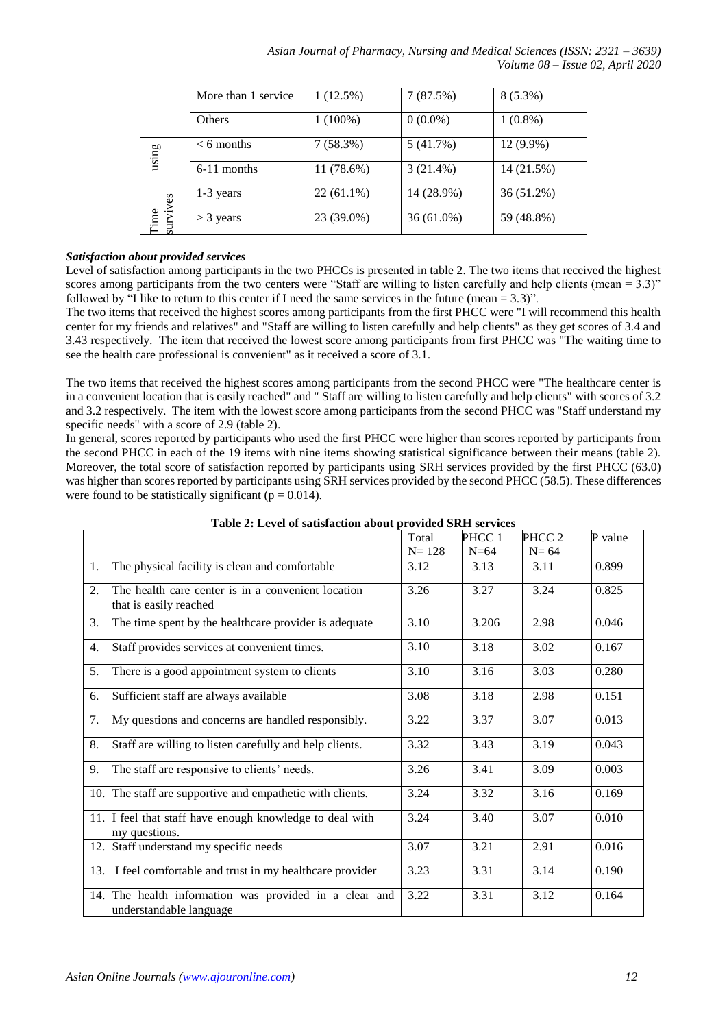| | | | | |
|---|---|---|---|---|
| | More than 1 service | 1 (12.5%) | 7 (87.5%) | 8 (5.3%) |
| | Others | 1 (100%) | 0 (0.0%) | 1 (0.8%) |
| Time survives using | < 6 months | 7 (58.3%) | 5 (41.7%) | 12 (9.9%) |
| | 6-11 months | 11 (78.6%) | 3 (21.4%) | 14 (21.5%) |
| | 1-3 years | 22 (61.1%) | 14 (28.9%) | 36 (51.2%) |
| | > 3 years | 23 (39.0%) | 36 (61.0%) | 59 (48.8%) |

***Satisfaction about provided services***

Level of satisfaction among participants in the two PHCCs is presented in table 2. The two items that received the highest scores among participants from the two centers were "Staff are willing to listen carefully and help clients (mean = 3.3)" followed by "I like to return to this center if I need the same services in the future (mean = 3.3)".

The two items that received the highest scores among participants from the first PHCC were "I will recommend this health center for my friends and relatives" and "Staff are willing to listen carefully and help clients" as they get scores of 3.4 and 3.43 respectively. The item that received the lowest score among participants from first PHCC was "The waiting time to see the health care professional is convenient" as it received a score of 3.1.

The two items that received the highest scores among participants from the second PHCC were "The healthcare center is in a convenient location that is easily reached" and " Staff are willing to listen carefully and help clients" with scores of 3.2 and 3.2 respectively. The item with the lowest score among participants from the second PHCC was "Staff understand my specific needs" with a score of 2.9 (table 2).

In general, scores reported by participants who used the first PHCC were higher than scores reported by participants from the second PHCC in each of the 19 items with nine items showing statistical significance between their means (table 2). Moreover, the total score of satisfaction reported by participants using SRH services provided by the first PHCC (63.0) was higher than scores reported by participants using SRH services provided by the second PHCC (58.5). These differences were found to be statistically significant (p = 0.014).

**Table 2: Level of satisfaction about provided SRH services**

| | Total N= 128 | PHCC 1 N=64 | PHCC 2 N= 64 | P value |
|---|---|---|---|---|
| 1. The physical facility is clean and comfortable | 3.12 | 3.13 | 3.11 | 0.899 |
| 2. The health care center is in a convenient location that is easily reached | 3.26 | 3.27 | 3.24 | 0.825 |
| 3. The time spent by the healthcare provider is adequate | 3.10 | 3.206 | 2.98 | 0.046 |
| 4. Staff provides services at convenient times. | 3.10 | 3.18 | 3.02 | 0.167 |
| 5. There is a good appointment system to clients | 3.10 | 3.16 | 3.03 | 0.280 |
| 6. Sufficient staff are always available | 3.08 | 3.18 | 2.98 | 0.151 |
| 7. My questions and concerns are handled responsibly. | 3.22 | 3.37 | 3.07 | 0.013 |
| 8. Staff are willing to listen carefully and help clients. | 3.32 | 3.43 | 3.19 | 0.043 |
| 9. The staff are responsive to clients' needs. | 3.26 | 3.41 | 3.09 | 0.003 |
| 10. The staff are supportive and empathetic with clients. | 3.24 | 3.32 | 3.16 | 0.169 |
| 11. I feel that staff have enough knowledge to deal with my questions. | 3.24 | 3.40 | 3.07 | 0.010 |
| 12. Staff understand my specific needs | 3.07 | 3.21 | 2.91 | 0.016 |
| 13. I feel comfortable and trust in my healthcare provider | 3.23 | 3.31 | 3.14 | 0.190 |
| 14. The health information was provided in a clear and understandable language | 3.22 | 3.31 | 3.12 | 0.164 |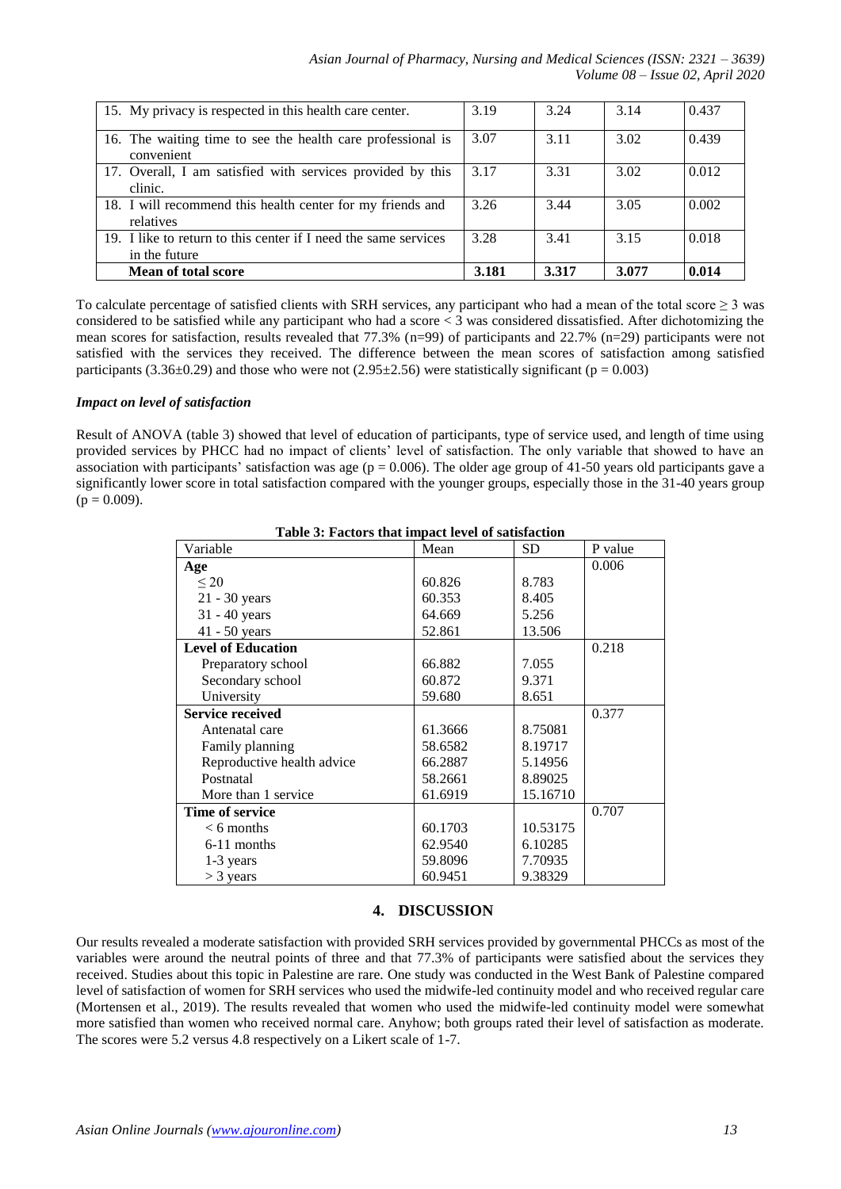| | | | | |
|---|---|---|---|---|
| 15. My privacy is respected in this health care center. | 3.19 | 3.24 | 3.14 | 0.437 |
| 16. The waiting time to see the health care professional is convenient | 3.07 | 3.11 | 3.02 | 0.439 |
| 17. Overall, I am satisfied with services provided by this clinic. | 3.17 | 3.31 | 3.02 | 0.012 |
| 18. I will recommend this health center for my friends and relatives | 3.26 | 3.44 | 3.05 | 0.002 |
| 19. I like to return to this center if I need the same services in the future | 3.28 | 3.41 | 3.15 | 0.018 |
| **Mean of total score** | **3.181** | **3.317** | **3.077** | **0.014** |

To calculate percentage of satisfied clients with SRH services, any participant who had a mean of the total score $\geq 3$ was considered to be satisfied while any participant who had a score $< 3$ was considered dissatisfied. After dichotomizing the mean scores for satisfaction, results revealed that 77.3% (n=99) of participants and 22.7% (n=29) participants were not satisfied with the services they received. The difference between the mean scores of satisfaction among satisfied participants (3.36±0.29) and those who were not (2.95±2.56) were statistically significant ($p = 0.003$)

### *Impact on level of satisfaction*

Result of ANOVA (table 3) showed that level of education of participants, type of service used, and length of time using provided services by PHCC had no impact of clients' level of satisfaction. The only variable that showed to have an association with participants' satisfaction was age ($p = 0.006$). The older age group of 41-50 years old participants gave a significantly lower score in total satisfaction compared with the younger groups, especially those in the 31-40 years group ($p = 0.009$).

**Table 3: Factors that impact level of satisfaction**

| Variable | Mean | SD | P value |
|---|---|---|---|
| **Age** | | | 0.006 |
| ≤ 20 | 60.826 | 8.783 | |
| 21 - 30 years | 60.353 | 8.405 | |
| 31 - 40 years | 64.669 | 5.256 | |
| 41 - 50 years | 52.861 | 13.506 | |
| **Level of Education** | | | 0.218 |
| Preparatory school | 66.882 | 7.055 | |
| Secondary school | 60.872 | 9.371 | |
| University | 59.680 | 8.651 | |
| **Service received** | | | 0.377 |
| Antenatal care | 61.3666 | 8.75081 | |
| Family planning | 58.6582 | 8.19717 | |
| Reproductive health advice | 66.2887 | 5.14956 | |
| Postnatal | 58.2661 | 8.89025 | |
| More than 1 service | 61.6919 | 15.16710 | |
| **Time of service** | | | 0.707 |
| < 6 months | 60.1703 | 10.53175 | |
| 6-11 months | 62.9540 | 6.10285 | |
| 1-3 years | 59.8096 | 7.70935 | |
| > 3 years | 60.9451 | 9.38329 | |

## 4. DISCUSSION

Our results revealed a moderate satisfaction with provided SRH services provided by governmental PHCCs as most of the variables were around the neutral points of three and that 77.3% of participants were satisfied about the services they received. Studies about this topic in Palestine are rare. One study was conducted in the West Bank of Palestine compared level of satisfaction of women for SRH services who used the midwife-led continuity model and who received regular care (Mortensen et al., 2019). The results revealed that women who used the midwife-led continuity model were somewhat more satisfied than women who received normal care. Anyhow; both groups rated their level of satisfaction as moderate. The scores were 5.2 versus 4.8 respectively on a Likert scale of 1-7.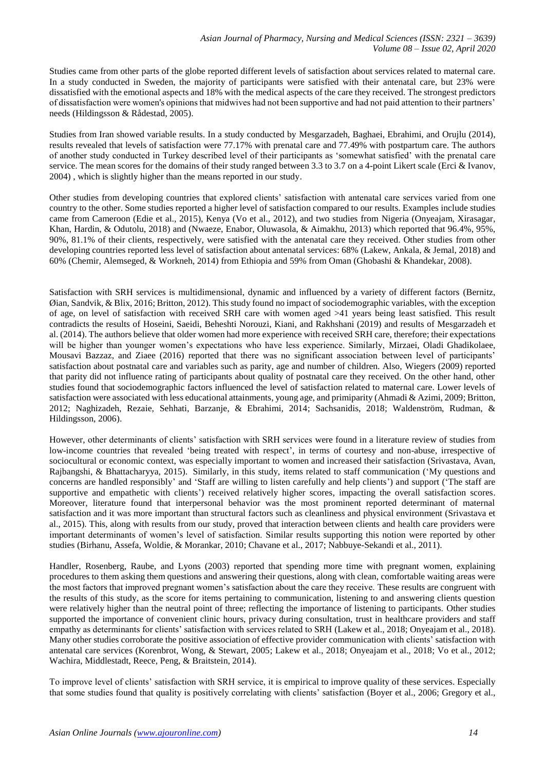Studies came from other parts of the globe reported different levels of satisfaction about services related to maternal care. In a study conducted in Sweden, the majority of participants were satisfied with their antenatal care, but 23% were dissatisfied with the emotional aspects and 18% with the medical aspects of the care they received. The strongest predictors of dissatisfaction were women's opinions that midwives had not been supportive and had not paid attention to their partners' needs (Hildingsson & Rådestad, 2005).

Studies from Iran showed variable results. In a study conducted by Mesgarzadeh, Baghaei, Ebrahimi, and Orujlu (2014), results revealed that levels of satisfaction were 77.17% with prenatal care and 77.49% with postpartum care. The authors of another study conducted in Turkey described level of their participants as 'somewhat satisfied' with the prenatal care service. The mean scores for the domains of their study ranged between 3.3 to 3.7 on a 4-point Likert scale (Erci & Ivanov, 2004) , which is slightly higher than the means reported in our study.

Other studies from developing countries that explored clients' satisfaction with antenatal care services varied from one country to the other. Some studies reported a higher level of satisfaction compared to our results. Examples include studies came from Cameroon (Edie et al., 2015), Kenya (Vo et al., 2012), and two studies from Nigeria (Onyeajam, Xirasagar, Khan, Hardin, & Odutolu, 2018) and (Nwaeze, Enabor, Oluwasola, & Aimakhu, 2013) which reported that 96.4%, 95%, 90%, 81.1% of their clients, respectively, were satisfied with the antenatal care they received. Other studies from other developing countries reported less level of satisfaction about antenatal services: 68% (Lakew, Ankala, & Jemal, 2018) and 60% (Chemir, Alemseged, & Workneh, 2014) from Ethiopia and 59% from Oman (Ghobashi & Khandekar, 2008).

Satisfaction with SRH services is multidimensional, dynamic and influenced by a variety of different factors (Bernitz, Øian, Sandvik, & Blix, 2016; Britton, 2012). This study found no impact of sociodemographic variables, with the exception of age, on level of satisfaction with received SRH care with women aged >41 years being least satisfied. This result contradicts the results of Hoseini, Saeidi, Beheshti Norouzi, Kiani, and Rakhshani (2019) and results of Mesgarzadeh et al. (2014). The authors believe that older women had more experience with received SRH care, therefore; their expectations will be higher than younger women's expectations who have less experience. Similarly, Mirzaei, Oladi Ghadikolaee, Mousavi Bazzaz, and Ziaee (2016) reported that there was no significant association between level of participants' satisfaction about postnatal care and variables such as parity, age and number of children. Also, Wiegers (2009) reported that parity did not influence rating of participants about quality of postnatal care they received. On the other hand, other studies found that sociodemographic factors influenced the level of satisfaction related to maternal care. Lower levels of satisfaction were associated with less educational attainments, young age, and primiparity (Ahmadi & Azimi, 2009; Britton, 2012; Naghizadeh, Rezaie, Sehhati, Barzanje, & Ebrahimi, 2014; Sachsanidis, 2018; Waldenström, Rudman, & Hildingsson, 2006).

However, other determinants of clients' satisfaction with SRH services were found in a literature review of studies from low-income countries that revealed 'being treated with respect', in terms of courtesy and non-abuse, irrespective of sociocultural or economic context, was especially important to women and increased their satisfaction (Srivastava, Avan, Rajbangshi, & Bhattacharyya, 2015). Similarly, in this study, items related to staff communication ('My questions and concerns are handled responsibly' and 'Staff are willing to listen carefully and help clients') and support ('The staff are supportive and empathetic with clients') received relatively higher scores, impacting the overall satisfaction scores. Moreover, literature found that interpersonal behavior was the most prominent reported determinant of maternal satisfaction and it was more important than structural factors such as cleanliness and physical environment (Srivastava et al., 2015). This, along with results from our study, proved that interaction between clients and health care providers were important determinants of women's level of satisfaction. Similar results supporting this notion were reported by other studies (Birhanu, Assefa, Woldie, & Morankar, 2010; Chavane et al., 2017; Nabbuye-Sekandi et al., 2011).

Handler, Rosenberg, Raube, and Lyons (2003) reported that spending more time with pregnant women, explaining procedures to them asking them questions and answering their questions, along with clean, comfortable waiting areas were the most factors that improved pregnant women's satisfaction about the care they receive. These results are congruent with the results of this study, as the score for items pertaining to communication, listening to and answering clients question were relatively higher than the neutral point of three; reflecting the importance of listening to participants. Other studies supported the importance of convenient clinic hours, privacy during consultation, trust in healthcare providers and staff empathy as determinants for clients' satisfaction with services related to SRH (Lakew et al., 2018; Onyeajam et al., 2018). Many other studies corroborate the positive association of effective provider communication with clients' satisfaction with antenatal care services (Korenbrot, Wong, & Stewart, 2005; Lakew et al., 2018; Onyeajam et al., 2018; Vo et al., 2012; Wachira, Middlestadt, Reece, Peng, & Braitstein, 2014).

To improve level of clients' satisfaction with SRH service, it is empirical to improve quality of these services. Especially that some studies found that quality is positively correlating with clients' satisfaction (Boyer et al., 2006; Gregory et al.,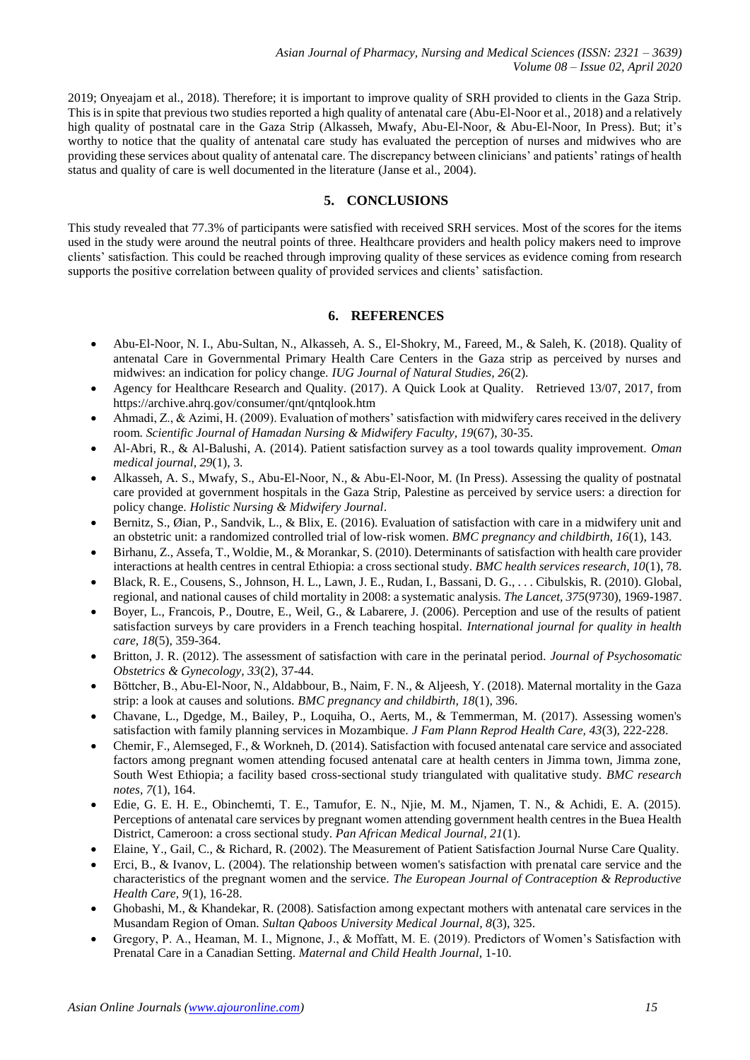2019; Onyeajam et al., 2018). Therefore; it is important to improve quality of SRH provided to clients in the Gaza Strip. This is in spite that previous two studies reported a high quality of antenatal care (Abu-El-Noor et al., 2018) and a relatively high quality of postnatal care in the Gaza Strip (Alkasseh, Mwafy, Abu-El-Noor, & Abu-El-Noor, In Press). But; it's worthy to notice that the quality of antenatal care study has evaluated the perception of nurses and midwives who are providing these services about quality of antenatal care. The discrepancy between clinicians' and patients' ratings of health status and quality of care is well documented in the literature (Janse et al., 2004).

## 5. CONCLUSIONS

This study revealed that 77.3% of participants were satisfied with received SRH services. Most of the scores for the items used in the study were around the neutral points of three. Healthcare providers and health policy makers need to improve clients' satisfaction. This could be reached through improving quality of these services as evidence coming from research supports the positive correlation between quality of provided services and clients' satisfaction.

## 6. REFERENCES

- Abu-El-Noor, N. I., Abu-Sultan, N., Alkasseh, A. S., El-Shokry, M., Fareed, M., & Saleh, K. (2018). Quality of antenatal Care in Governmental Primary Health Care Centers in the Gaza strip as perceived by nurses and midwives: an indication for policy change. *IUG Journal of Natural Studies, 26*(2).
- Agency for Healthcare Research and Quality. (2017). A Quick Look at Quality. Retrieved 13/07, 2017, from https://archive.ahrq.gov/consumer/qnt/qntqlook.htm
- Ahmadi, Z., & Azimi, H. (2009). Evaluation of mothers' satisfaction with midwifery cares received in the delivery room. *Scientific Journal of Hamadan Nursing & Midwifery Faculty, 19*(67), 30-35.
- Al-Abri, R., & Al-Balushi, A. (2014). Patient satisfaction survey as a tool towards quality improvement. *Oman medical journal, 29*(1), 3.
- Alkasseh, A. S., Mwafy, S., Abu-El-Noor, N., & Abu-El-Noor, M. (In Press). Assessing the quality of postnatal care provided at government hospitals in the Gaza Strip, Palestine as perceived by service users: a direction for policy change. *Holistic Nursing & Midwifery Journal*.
- Bernitz, S., Øian, P., Sandvik, L., & Blix, E. (2016). Evaluation of satisfaction with care in a midwifery unit and an obstetric unit: a randomized controlled trial of low-risk women. *BMC pregnancy and childbirth, 16*(1), 143.
- Birhanu, Z., Assefa, T., Woldie, M., & Morankar, S. (2010). Determinants of satisfaction with health care provider interactions at health centres in central Ethiopia: a cross sectional study. *BMC health services research, 10*(1), 78.
- Black, R. E., Cousens, S., Johnson, H. L., Lawn, J. E., Rudan, I., Bassani, D. G., . . . Cibulskis, R. (2010). Global, regional, and national causes of child mortality in 2008: a systematic analysis. *The Lancet, 375*(9730), 1969-1987.
- Boyer, L., Francois, P., Doutre, E., Weil, G., & Labarere, J. (2006). Perception and use of the results of patient satisfaction surveys by care providers in a French teaching hospital. *International journal for quality in health care, 18*(5), 359-364.
- Britton, J. R. (2012). The assessment of satisfaction with care in the perinatal period. *Journal of Psychosomatic Obstetrics & Gynecology, 33*(2), 37-44.
- Böttcher, B., Abu-El-Noor, N., Aldabbour, B., Naim, F. N., & Aljeesh, Y. (2018). Maternal mortality in the Gaza strip: a look at causes and solutions. *BMC pregnancy and childbirth, 18*(1), 396.
- Chavane, L., Dgedge, M., Bailey, P., Loquiha, O., Aerts, M., & Temmerman, M. (2017). Assessing women's satisfaction with family planning services in Mozambique. *J Fam Plann Reprod Health Care, 43*(3), 222-228.
- Chemir, F., Alemseged, F., & Workneh, D. (2014). Satisfaction with focused antenatal care service and associated factors among pregnant women attending focused antenatal care at health centers in Jimma town, Jimma zone, South West Ethiopia; a facility based cross-sectional study triangulated with qualitative study. *BMC research notes, 7*(1), 164.
- Edie, G. E. H. E., Obinchemti, T. E., Tamufor, E. N., Njie, M. M., Njamen, T. N., & Achidi, E. A. (2015). Perceptions of antenatal care services by pregnant women attending government health centres in the Buea Health District, Cameroon: a cross sectional study. *Pan African Medical Journal, 21*(1).
- Elaine, Y., Gail, C., & Richard, R. (2002). The Measurement of Patient Satisfaction Journal Nurse Care Quality.
- Erci, B., & Ivanov, L. (2004). The relationship between women's satisfaction with prenatal care service and the characteristics of the pregnant women and the service. *The European Journal of Contraception & Reproductive Health Care, 9*(1), 16-28.
- Ghobashi, M., & Khandekar, R. (2008). Satisfaction among expectant mothers with antenatal care services in the Musandam Region of Oman. *Sultan Qaboos University Medical Journal, 8*(3), 325.
- Gregory, P. A., Heaman, M. I., Mignone, J., & Moffatt, M. E. (2019). Predictors of Women's Satisfaction with Prenatal Care in a Canadian Setting. *Maternal and Child Health Journal*, 1-10.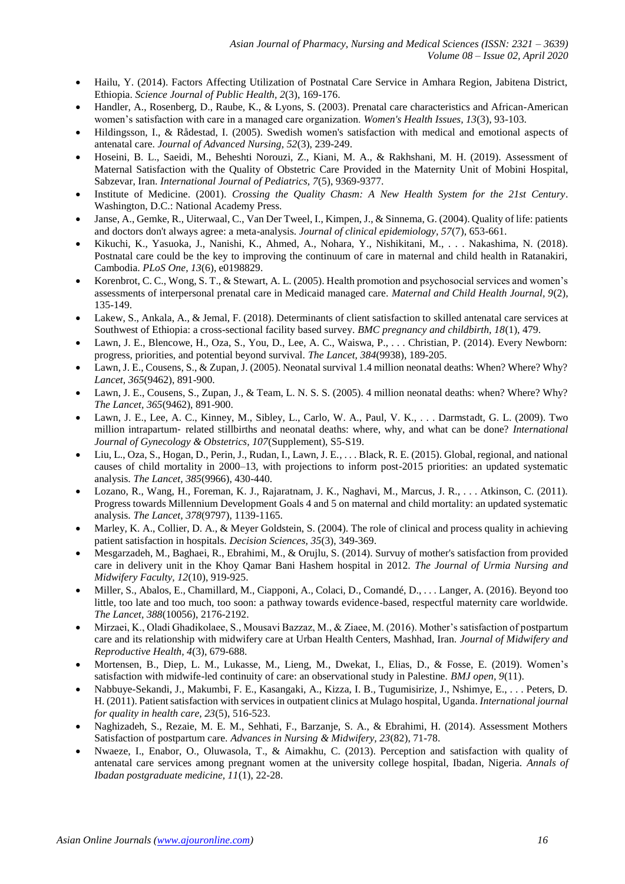- Hailu, Y. (2014). Factors Affecting Utilization of Postnatal Care Service in Amhara Region, Jabitena District, Ethiopia. *Science Journal of Public Health, 2*(3), 169-176.
- Handler, A., Rosenberg, D., Raube, K., & Lyons, S. (2003). Prenatal care characteristics and African-American women's satisfaction with care in a managed care organization. *Women's Health Issues, 13*(3), 93-103.
- Hildingsson, I., & Rådestad, I. (2005). Swedish women's satisfaction with medical and emotional aspects of antenatal care. *Journal of Advanced Nursing, 52*(3), 239-249.
- Hoseini, B. L., Saeidi, M., Beheshti Norouzi, Z., Kiani, M. A., & Rakhshani, M. H. (2019). Assessment of Maternal Satisfaction with the Quality of Obstetric Care Provided in the Maternity Unit of Mobini Hospital, Sabzevar, Iran. *International Journal of Pediatrics, 7*(5), 9369-9377.
- Institute of Medicine. (2001). *Crossing the Quality Chasm: A New Health System for the 21st Century*. Washington, D.C.: National Academy Press.
- Janse, A., Gemke, R., Uiterwaal, C., Van Der Tweel, I., Kimpen, J., & Sinnema, G. (2004). Quality of life: patients and doctors don't always agree: a meta-analysis. *Journal of clinical epidemiology, 57*(7), 653-661.
- Kikuchi, K., Yasuoka, J., Nanishi, K., Ahmed, A., Nohara, Y., Nishikitani, M., . . . Nakashima, N. (2018). Postnatal care could be the key to improving the continuum of care in maternal and child health in Ratanakiri, Cambodia. *PLoS One, 13*(6), e0198829.
- Korenbrot, C. C., Wong, S. T., & Stewart, A. L. (2005). Health promotion and psychosocial services and women's assessments of interpersonal prenatal care in Medicaid managed care. *Maternal and Child Health Journal, 9*(2), 135-149.
- Lakew, S., Ankala, A., & Jemal, F. (2018). Determinants of client satisfaction to skilled antenatal care services at Southwest of Ethiopia: a cross-sectional facility based survey. *BMC pregnancy and childbirth, 18*(1), 479.
- Lawn, J. E., Blencowe, H., Oza, S., You, D., Lee, A. C., Waiswa, P., . . . Christian, P. (2014). Every Newborn: progress, priorities, and potential beyond survival. *The Lancet, 384*(9938), 189-205.
- Lawn, J. E., Cousens, S., & Zupan, J. (2005). Neonatal survival 1.4 million neonatal deaths: When? Where? Why? *Lancet, 365*(9462), 891-900.
- Lawn, J. E., Cousens, S., Zupan, J., & Team, L. N. S. S. (2005). 4 million neonatal deaths: when? Where? Why? *The Lancet, 365*(9462), 891-900.
- Lawn, J. E., Lee, A. C., Kinney, M., Sibley, L., Carlo, W. A., Paul, V. K., . . . Darmstadt, G. L. (2009). Two million intrapartum‐ related stillbirths and neonatal deaths: where, why, and what can be done? *International Journal of Gynecology & Obstetrics, 107*(Supplement), S5-S19.
- Liu, L., Oza, S., Hogan, D., Perin, J., Rudan, I., Lawn, J. E., . . . Black, R. E. (2015). Global, regional, and national causes of child mortality in 2000–13, with projections to inform post-2015 priorities: an updated systematic analysis. *The Lancet, 385*(9966), 430-440.
- Lozano, R., Wang, H., Foreman, K. J., Rajaratnam, J. K., Naghavi, M., Marcus, J. R., . . . Atkinson, C. (2011). Progress towards Millennium Development Goals 4 and 5 on maternal and child mortality: an updated systematic analysis. *The Lancet, 378*(9797), 1139-1165.
- Marley, K. A., Collier, D. A., & Meyer Goldstein, S. (2004). The role of clinical and process quality in achieving patient satisfaction in hospitals. *Decision Sciences, 35*(3), 349-369.
- Mesgarzadeh, M., Baghaei, R., Ebrahimi, M., & Orujlu, S. (2014). Survuy of mother's satisfaction from provided care in delivery unit in the Khoy Qamar Bani Hashem hospital in 2012. *The Journal of Urmia Nursing and Midwifery Faculty, 12*(10), 919-925.
- Miller, S., Abalos, E., Chamillard, M., Ciapponi, A., Colaci, D., Comandé, D., . . . Langer, A. (2016). Beyond too little, too late and too much, too soon: a pathway towards evidence-based, respectful maternity care worldwide. *The Lancet, 388*(10056), 2176-2192.
- Mirzaei, K., Oladi Ghadikolaee, S., Mousavi Bazzaz, M., & Ziaee, M. (2016). Mother's satisfaction of postpartum care and its relationship with midwifery care at Urban Health Centers, Mashhad, Iran. *Journal of Midwifery and Reproductive Health, 4*(3), 679-688.
- Mortensen, B., Diep, L. M., Lukasse, M., Lieng, M., Dwekat, I., Elias, D., & Fosse, E. (2019). Women's satisfaction with midwife-led continuity of care: an observational study in Palestine. *BMJ open, 9*(11).
- Nabbuye-Sekandi, J., Makumbi, F. E., Kasangaki, A., Kizza, I. B., Tugumisirize, J., Nshimye, E., . . . Peters, D. H. (2011). Patient satisfaction with services in outpatient clinics at Mulago hospital, Uganda. *International journal for quality in health care, 23*(5), 516-523.
- Naghizadeh, S., Rezaie, M. E. M., Sehhati, F., Barzanje, S. A., & Ebrahimi, H. (2014). Assessment Mothers Satisfaction of postpartum care. *Advances in Nursing & Midwifery, 23*(82), 71-78.
- Nwaeze, I., Enabor, O., Oluwasola, T., & Aimakhu, C. (2013). Perception and satisfaction with quality of antenatal care services among pregnant women at the university college hospital, Ibadan, Nigeria. *Annals of Ibadan postgraduate medicine, 11*(1), 22-28.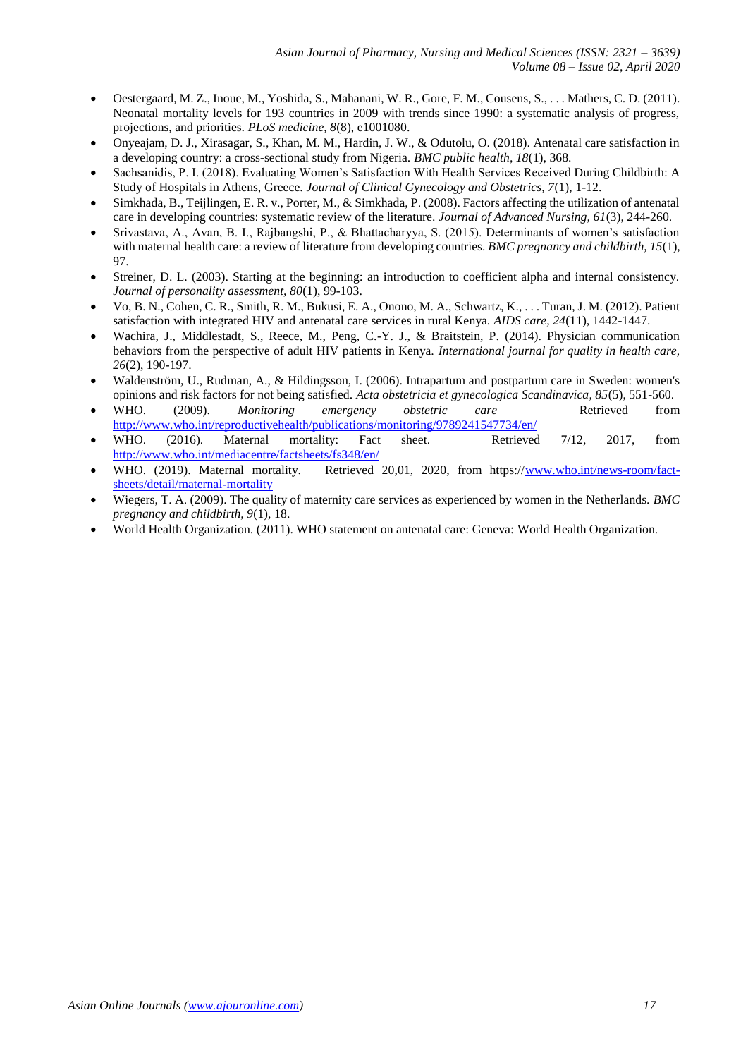- Oestergaard, M. Z., Inoue, M., Yoshida, S., Mahanani, W. R., Gore, F. M., Cousens, S., . . . Mathers, C. D. (2011). Neonatal mortality levels for 193 countries in 2009 with trends since 1990: a systematic analysis of progress, projections, and priorities. *PLoS medicine, 8*(8), e1001080.
- Onyeajam, D. J., Xirasagar, S., Khan, M. M., Hardin, J. W., & Odutolu, O. (2018). Antenatal care satisfaction in a developing country: a cross-sectional study from Nigeria. *BMC public health, 18*(1), 368.
- Sachsanidis, P. I. (2018). Evaluating Women's Satisfaction With Health Services Received During Childbirth: A Study of Hospitals in Athens, Greece. *Journal of Clinical Gynecology and Obstetrics, 7*(1), 1-12.
- Simkhada, B., Teijlingen, E. R. v., Porter, M., & Simkhada, P. (2008). Factors affecting the utilization of antenatal care in developing countries: systematic review of the literature. *Journal of Advanced Nursing, 61*(3), 244-260.
- Srivastava, A., Avan, B. I., Rajbangshi, P., & Bhattacharyya, S. (2015). Determinants of women's satisfaction with maternal health care: a review of literature from developing countries. *BMC pregnancy and childbirth, 15*(1), 97.
- Streiner, D. L. (2003). Starting at the beginning: an introduction to coefficient alpha and internal consistency. *Journal of personality assessment, 80*(1), 99-103.
- Vo, B. N., Cohen, C. R., Smith, R. M., Bukusi, E. A., Onono, M. A., Schwartz, K., . . . Turan, J. M. (2012). Patient satisfaction with integrated HIV and antenatal care services in rural Kenya. *AIDS care, 24*(11), 1442-1447.
- Wachira, J., Middlestadt, S., Reece, M., Peng, C.-Y. J., & Braitstein, P. (2014). Physician communication behaviors from the perspective of adult HIV patients in Kenya. *International journal for quality in health care, 26*(2), 190-197.
- Waldenström, U., Rudman, A., & Hildingsson, I. (2006). Intrapartum and postpartum care in Sweden: women's opinions and risk factors for not being satisfied. *Acta obstetricia et gynecologica Scandinavica, 85*(5), 551-560.
- WHO. (2009). *Monitoring emergency obstetric care* Retrieved from http://www.who.int/reproductivehealth/publications/monitoring/9789241547734/en/
- WHO. (2016). Maternal mortality: Fact sheet. Retrieved 7/12, 2017, from http://www.who.int/mediacentre/factsheets/fs348/en/
- WHO. (2019). Maternal mortality. Retrieved 20,01, 2020, from https://www.who.int/news-room/fact-sheets/detail/maternal-mortality
- Wiegers, T. A. (2009). The quality of maternity care services as experienced by women in the Netherlands. *BMC pregnancy and childbirth, 9*(1), 18.
- World Health Organization. (2011). WHO statement on antenatal care: Geneva: World Health Organization.